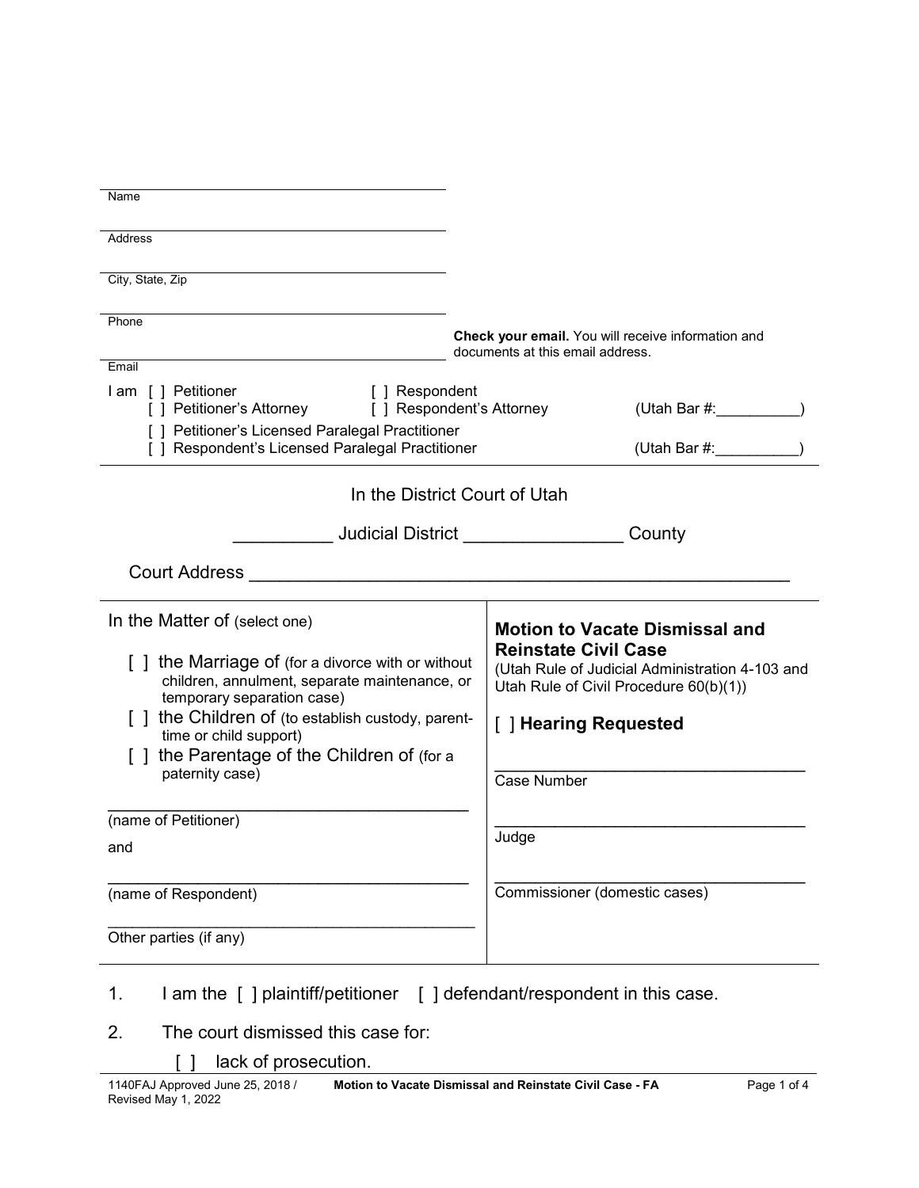Name

Address

City, State, Zip

Phone

Email

**Check your email.** You will receive information and documents at this email address.

I am [ ] Petitioner [ ] Respondent
[ ] Petitioner's Attorney [ ] Respondent's Attorney (Utah Bar #:__________)
[ ] Petitioner's Licensed Paralegal Practitioner
[ ] Respondent's Licensed Paralegal Practitioner (Utah Bar #:__________)

In the District Court of Utah

__________ Judicial District ________________ County

Court Address ________________________________________________________

| In the Matter of (select one) | **Motion to Vacate Dismissal and Reinstate Civil Case** (Utah Rule of Judicial Administration 4-103 and Utah Rule of Civil Procedure 60(b)(1)) |
|---|---|
| [ ] the Marriage of (for a divorce with or without children, annulment, separate maintenance, or temporary separation case) | [ ] **Hearing Requested** |
| [ ] the Children of (to establish custody, parent-time or child support) | |
| [ ] the Parentage of the Children of (for a paternity case) | ______________________________ Case Number |
| ______________________________ (name of Petitioner) | ______________________________ Judge |
| and | |
| ______________________________ (name of Respondent) | ______________________________ Commissioner (domestic cases) |
| ______________________________ Other parties (if any) | |

1. I am the [ ] plaintiff/petitioner [ ] defendant/respondent in this case.

2. The court dismissed this case for:

   [ ] lack of prosecution.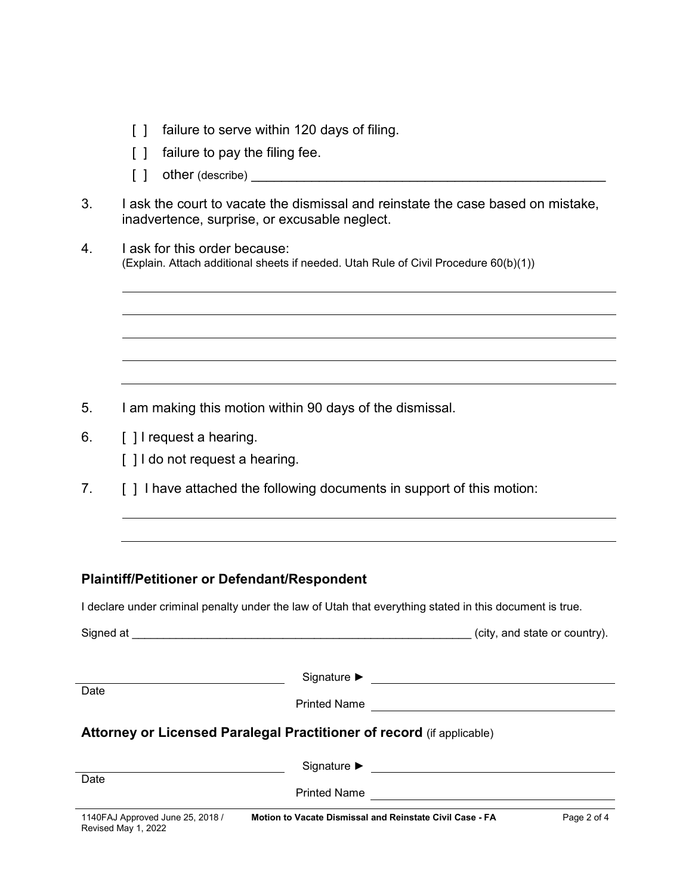- [ ] failure to serve within 120 days of filing.
- [ ] failure to pay the filing fee.
- [ ] other (describe) ______________________________________________

3. I ask the court to vacate the dismissal and reinstate the case based on mistake, inadvertence, surprise, or excusable neglect.

4. I ask for this order because:
(Explain. Attach additional sheets if needed. Utah Rule of Civil Procedure 60(b)(1))

______________________________________________

______________________________________________

______________________________________________

______________________________________________

______________________________________________

5. I am making this motion within 90 days of the dismissal.

6. [ ] I request a hearing.
   [ ] I do not request a hearing.

7. [ ] I have attached the following documents in support of this motion:

______________________________________________

______________________________________________

### Plaintiff/Petitioner or Defendant/Respondent

I declare under criminal penalty under the law of Utah that everything stated in this document is true.

Signed at ______________________________________________ (city, and state or country).

______________________ Signature ► ______________________
Date
Printed Name ______________________

### Attorney or Licensed Paralegal Practitioner of record (if applicable)

______________________ Signature ► ______________________
Date
Printed Name ______________________

1140FAJ Approved June 25, 2018 / Revised May 1, 2022 — Motion to Vacate Dismissal and Reinstate Civil Case - FA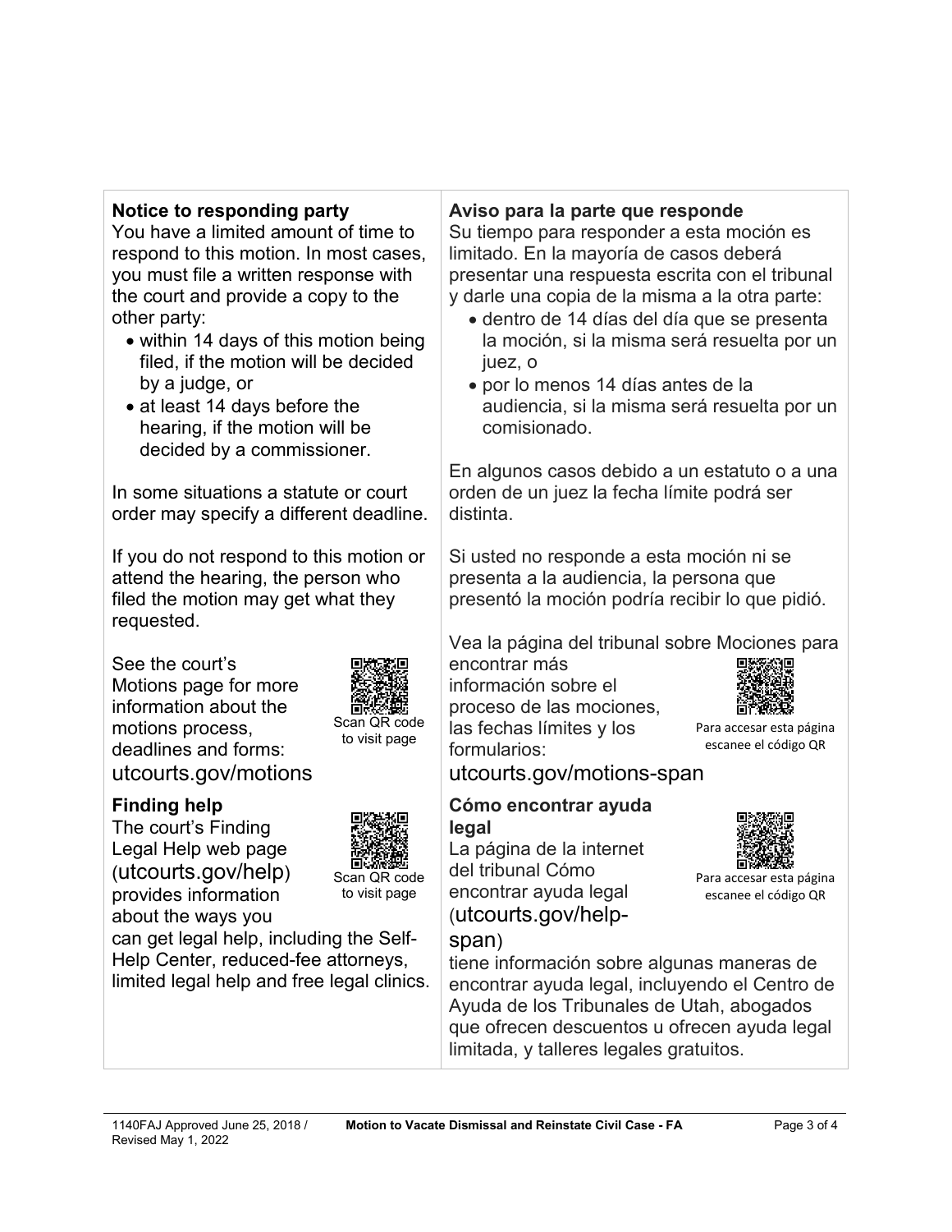**Notice to responding party**

You have a limited amount of time to respond to this motion. In most cases, you must file a written response with the court and provide a copy to the other party:

- within 14 days of this motion being filed, if the motion will be decided by a judge, or
- at least 14 days before the hearing, if the motion will be decided by a commissioner.

In some situations a statute or court order may specify a different deadline.

If you do not respond to this motion or attend the hearing, the person who filed the motion may get what they requested.

See the court's Motions page for more information about the motions process, deadlines and forms: utcourts.gov/motions

Scan QR code to visit page

**Finding help**

The court's Finding Legal Help web page (utcourts.gov/help) provides information about the ways you can get legal help, including the Self-Help Center, reduced-fee attorneys, limited legal help and free legal clinics.

Scan QR code to visit page

**Aviso para la parte que responde**

Su tiempo para responder a esta moción es limitado. En la mayoría de casos deberá presentar una respuesta escrita con el tribunal y darle una copia de la misma a la otra parte:

- dentro de 14 días del día que se presenta la moción, si la misma será resuelta por un juez, o
- por lo menos 14 días antes de la audiencia, si la misma será resuelta por un comisionado.

En algunos casos debido a un estatuto o a una orden de un juez la fecha límite podrá ser distinta.

Si usted no responde a esta moción ni se presenta a la audiencia, la persona que presentó la moción podría recibir lo que pidió.

Vea la página del tribunal sobre Mociones para encontrar más información sobre el proceso de las mociones, las fechas límites y los formularios: utcourts.gov/motions-span

Para accesar esta página escanee el código QR

**Cómo encontrar ayuda legal**

La página de la internet del tribunal Cómo encontrar ayuda legal (utcourts.gov/help-span) tiene información sobre algunas maneras de encontrar ayuda legal, incluyendo el Centro de Ayuda de los Tribunales de Utah, abogados que ofrecen descuentos u ofrecen ayuda legal limitada, y talleres legales gratuitos.

Para accesar esta página escanee el código QR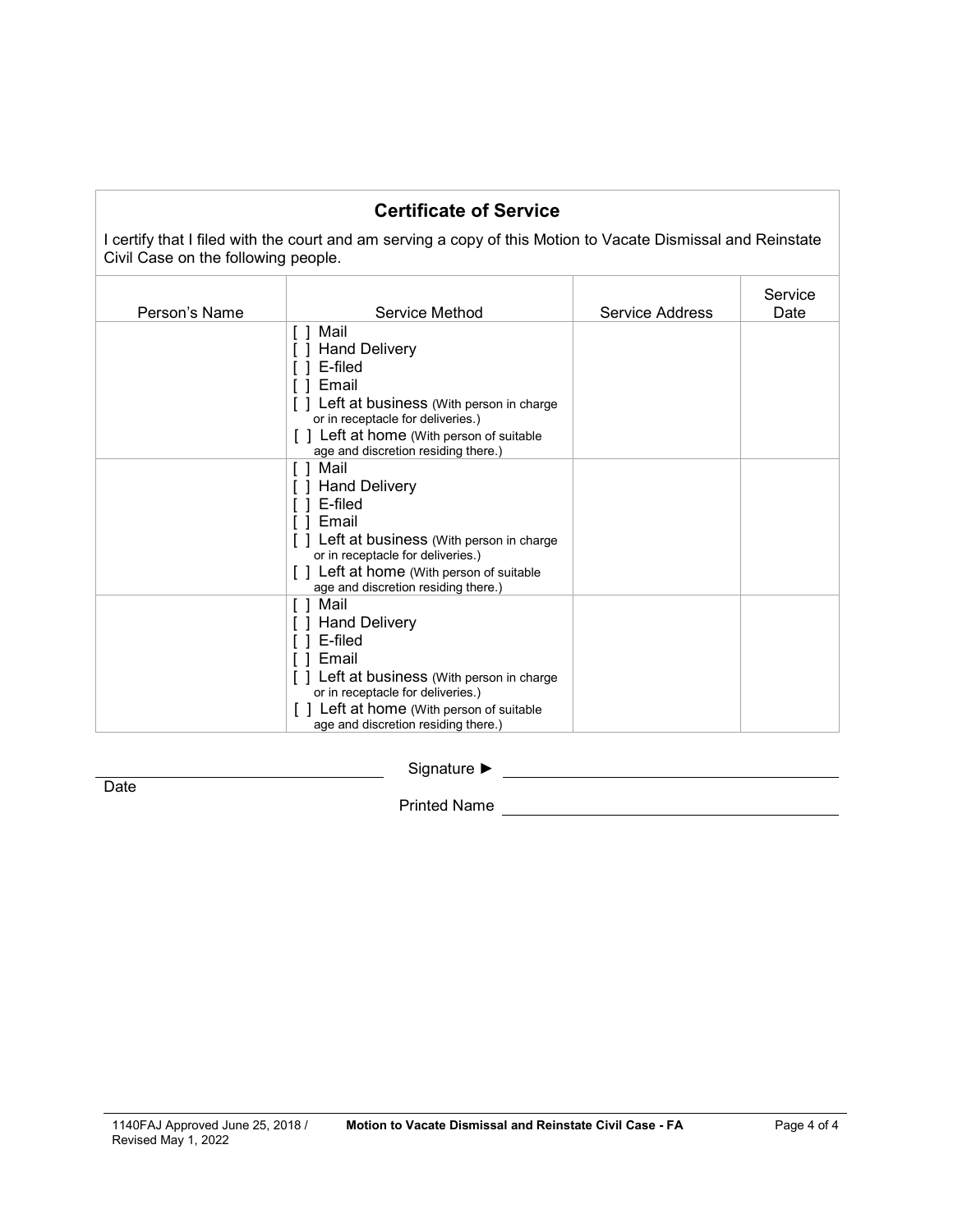## Certificate of Service

I certify that I filed with the court and am serving a copy of this Motion to Vacate Dismissal and Reinstate Civil Case on the following people.

| Person's Name | Service Method | Service Address | Service Date |
|---|---|---|---|
| | [ ] Mail<br>[ ] Hand Delivery<br>[ ] E-filed<br>[ ] Email<br>[ ] Left at business (With person in charge or in receptacle for deliveries.)<br>[ ] Left at home (With person of suitable age and discretion residing there.) | | |
| | [ ] Mail<br>[ ] Hand Delivery<br>[ ] E-filed<br>[ ] Email<br>[ ] Left at business (With person in charge or in receptacle for deliveries.)<br>[ ] Left at home (With person of suitable age and discretion residing there.) | | |
| | [ ] Mail<br>[ ] Hand Delivery<br>[ ] E-filed<br>[ ] Email<br>[ ] Left at business (With person in charge or in receptacle for deliveries.)<br>[ ] Left at home (With person of suitable age and discretion residing there.) | | |

______________________________ Signature ► ______________________________

Date

Printed Name ______________________________

1140FAJ Approved June 25, 2018 / Revised May 1, 2022 — Motion to Vacate Dismissal and Reinstate Civil Case - FA